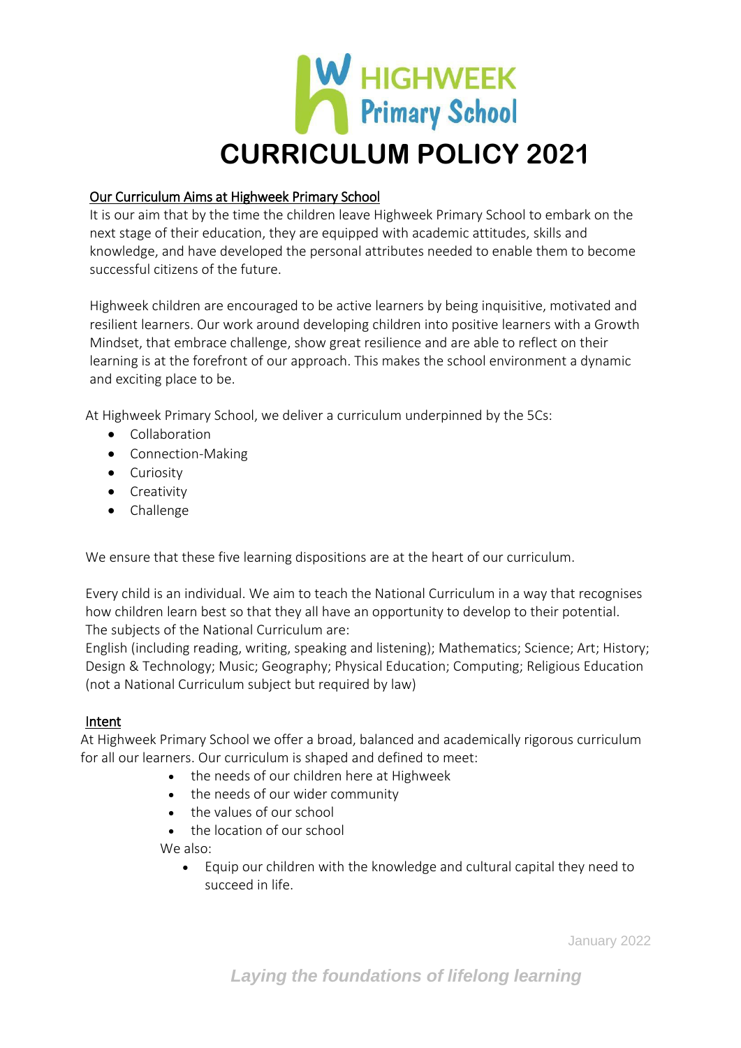# HIGHWEEK Primary School

# CURRICULUM POLICY 2021

## Our Curriculum Aims at Highweek Primary School

It is our aim that by the time the children leave Highweek Primary School to embark on the next stage of their education, they are equipped with academic attitudes, skills and knowledge, and have developed the personal attributes needed to enable them to become successful citizens of the future.

Highweek children are encouraged to be active learners by being inquisitive, motivated and resilient learners. Our work around developing children into positive learners with a Growth Mindset, that embrace challenge, show great resilience and are able to reflect on their learning is at the forefront of our approach. This makes the school environment a dynamic and exciting place to be.

At Highweek Primary School, we deliver a curriculum underpinned by the 5Cs:

- Collaboration
- Connection-Making
- Curiosity
- Creativity
- Challenge

We ensure that these five learning dispositions are at the heart of our curriculum.

Every child is an individual. We aim to teach the National Curriculum in a way that recognises how children learn best so that they all have an opportunity to develop to their potential.
The subjects of the National Curriculum are:
English (including reading, writing, speaking and listening); Mathematics; Science; Art; History; Design & Technology; Music; Geography; Physical Education; Computing; Religious Education (not a National Curriculum subject but required by law)

## Intent

At Highweek Primary School we offer a broad, balanced and academically rigorous curriculum for all our learners. Our curriculum is shaped and defined to meet:

- the needs of our children here at Highweek
- the needs of our wider community
- the values of our school
- the location of our school

We also:

- Equip our children with the knowledge and cultural capital they need to succeed in life.

January 2022

*Laying the foundations of lifelong learning*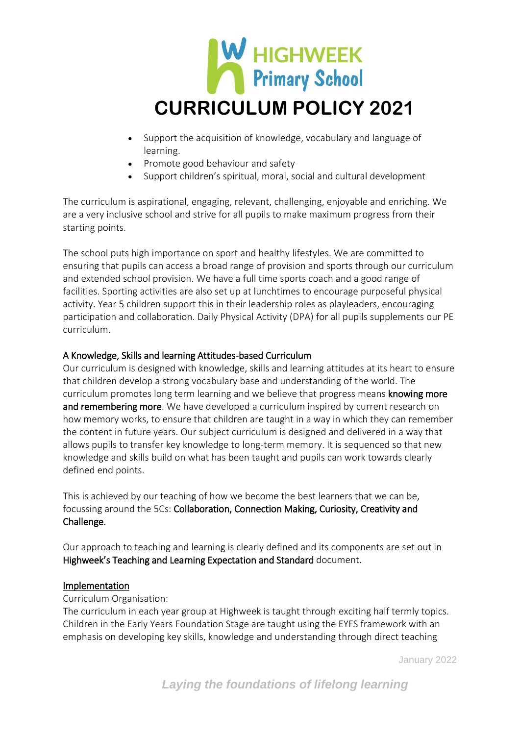- Support the acquisition of knowledge, vocabulary and language of learning.
- Promote good behaviour and safety
- Support children's spiritual, moral, social and cultural development

The curriculum is aspirational, engaging, relevant, challenging, enjoyable and enriching. We are a very inclusive school and strive for all pupils to make maximum progress from their starting points.

The school puts high importance on sport and healthy lifestyles. We are committed to ensuring that pupils can access a broad range of provision and sports through our curriculum and extended school provision. We have a full time sports coach and a good range of facilities. Sporting activities are also set up at lunchtimes to encourage purposeful physical activity. Year 5 children support this in their leadership roles as playleaders, encouraging participation and collaboration. Daily Physical Activity (DPA) for all pupils supplements our PE curriculum.

A Knowledge, Skills and learning Attitudes-based Curriculum

Our curriculum is designed with knowledge, skills and learning attitudes at its heart to ensure that children develop a strong vocabulary base and understanding of the world. The curriculum promotes long term learning and we believe that progress means **knowing more and remembering more**. We have developed a curriculum inspired by current research on how memory works, to ensure that children are taught in a way in which they can remember the content in future years. Our subject curriculum is designed and delivered in a way that allows pupils to transfer key knowledge to long-term memory. It is sequenced so that new knowledge and skills build on what has been taught and pupils can work towards clearly defined end points.

This is achieved by our teaching of how we become the best learners that we can be, focussing around the 5Cs: **Collaboration, Connection Making, Curiosity, Creativity and Challenge.**

Our approach to teaching and learning is clearly defined and its components are set out in **Highweek's Teaching and Learning Expectation and Standard** document.

## Implementation

Curriculum Organisation:

The curriculum in each year group at Highweek is taught through exciting half termly topics. Children in the Early Years Foundation Stage are taught using the EYFS framework with an emphasis on developing key skills, knowledge and understanding through direct teaching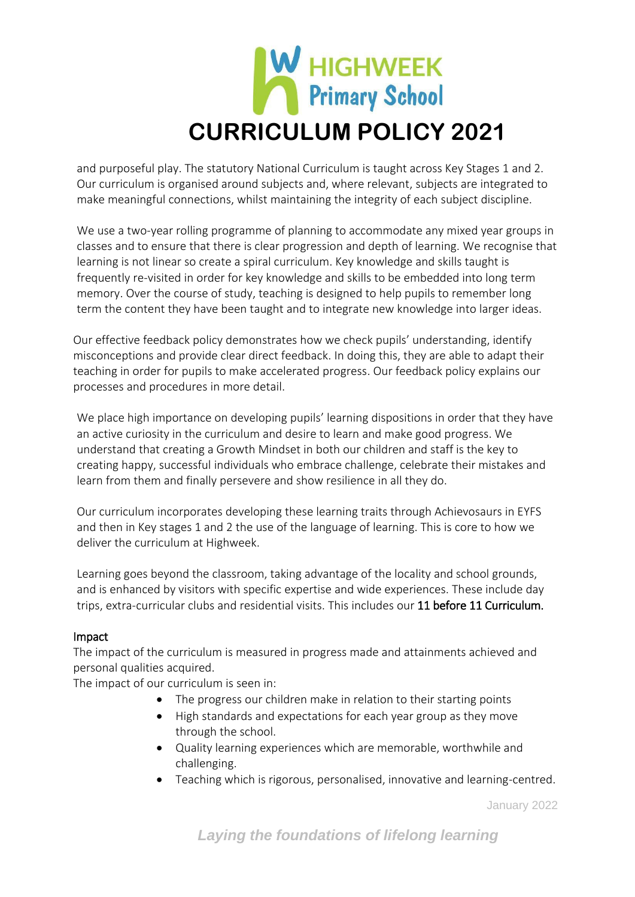and purposeful play. The statutory National Curriculum is taught across Key Stages 1 and 2. Our curriculum is organised around subjects and, where relevant, subjects are integrated to make meaningful connections, whilst maintaining the integrity of each subject discipline.

We use a two-year rolling programme of planning to accommodate any mixed year groups in classes and to ensure that there is clear progression and depth of learning. We recognise that learning is not linear so create a spiral curriculum. Key knowledge and skills taught is frequently re-visited in order for key knowledge and skills to be embedded into long term memory. Over the course of study, teaching is designed to help pupils to remember long term the content they have been taught and to integrate new knowledge into larger ideas.

Our effective feedback policy demonstrates how we check pupils' understanding, identify misconceptions and provide clear direct feedback. In doing this, they are able to adapt their teaching in order for pupils to make accelerated progress. Our feedback policy explains our processes and procedures in more detail.

We place high importance on developing pupils' learning dispositions in order that they have an active curiosity in the curriculum and desire to learn and make good progress. We understand that creating a Growth Mindset in both our children and staff is the key to creating happy, successful individuals who embrace challenge, celebrate their mistakes and learn from them and finally persevere and show resilience in all they do.

Our curriculum incorporates developing these learning traits through Achievosaurs in EYFS and then in Key stages 1 and 2 the use of the language of learning. This is core to how we deliver the curriculum at Highweek.

Learning goes beyond the classroom, taking advantage of the locality and school grounds, and is enhanced by visitors with specific expertise and wide experiences. These include day trips, extra-curricular clubs and residential visits. This includes our **11 before 11 Curriculum.**

## Impact

The impact of the curriculum is measured in progress made and attainments achieved and personal qualities acquired.

The impact of our curriculum is seen in:

- The progress our children make in relation to their starting points
- High standards and expectations for each year group as they move through the school.
- Quality learning experiences which are memorable, worthwhile and challenging.
- Teaching which is rigorous, personalised, innovative and learning-centred.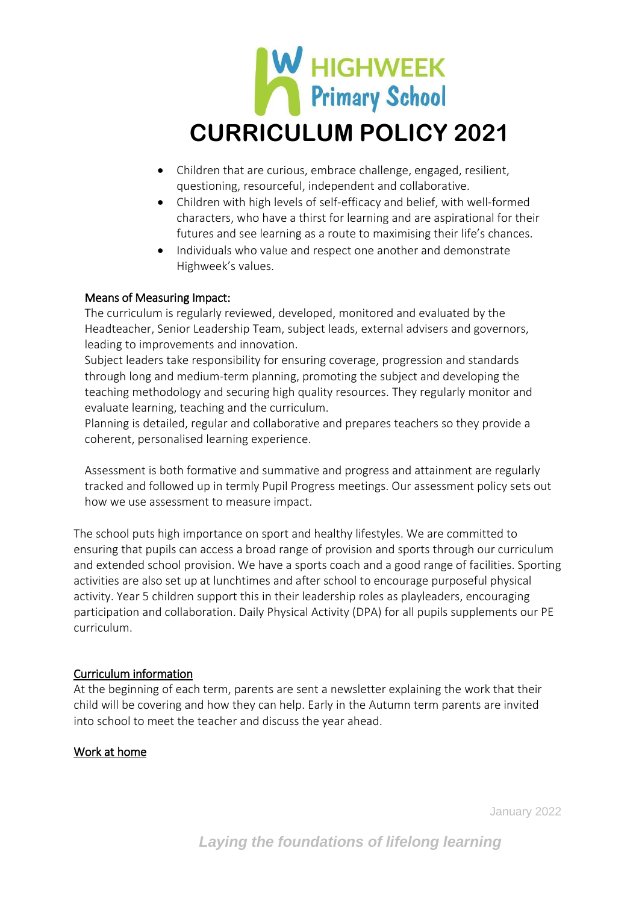- Children that are curious, embrace challenge, engaged, resilient, questioning, resourceful, independent and collaborative.
- Children with high levels of self-efficacy and belief, with well-formed characters, who have a thirst for learning and are aspirational for their futures and see learning as a route to maximising their life's chances.
- Individuals who value and respect one another and demonstrate Highweek's values.

Means of Measuring Impact:

The curriculum is regularly reviewed, developed, monitored and evaluated by the Headteacher, Senior Leadership Team, subject leads, external advisers and governors, leading to improvements and innovation.

Subject leaders take responsibility for ensuring coverage, progression and standards through long and medium-term planning, promoting the subject and developing the teaching methodology and securing high quality resources. They regularly monitor and evaluate learning, teaching and the curriculum.

Planning is detailed, regular and collaborative and prepares teachers so they provide a coherent, personalised learning experience.

Assessment is both formative and summative and progress and attainment are regularly tracked and followed up in termly Pupil Progress meetings. Our assessment policy sets out how we use assessment to measure impact.

The school puts high importance on sport and healthy lifestyles. We are committed to ensuring that pupils can access a broad range of provision and sports through our curriculum and extended school provision. We have a sports coach and a good range of facilities. Sporting activities are also set up at lunchtimes and after school to encourage purposeful physical activity. Year 5 children support this in their leadership roles as playleaders, encouraging participation and collaboration. Daily Physical Activity (DPA) for all pupils supplements our PE curriculum.

## Curriculum information

At the beginning of each term, parents are sent a newsletter explaining the work that their child will be covering and how they can help. Early in the Autumn term parents are invited into school to meet the teacher and discuss the year ahead.

## Work at home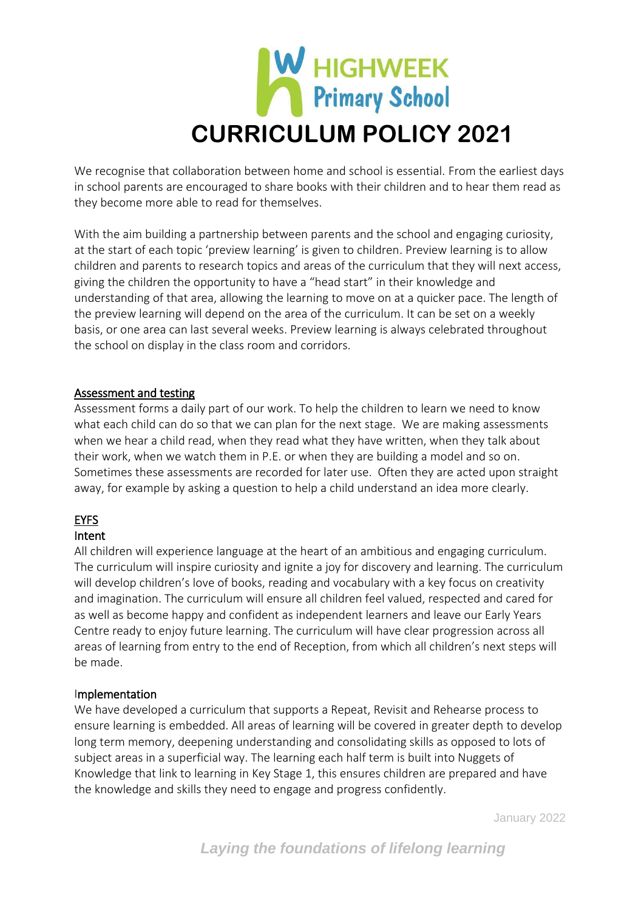# CURRICULUM POLICY 2021

We recognise that collaboration between home and school is essential. From the earliest days in school parents are encouraged to share books with their children and to hear them read as they become more able to read for themselves.

With the aim building a partnership between parents and the school and engaging curiosity, at the start of each topic 'preview learning' is given to children. Preview learning is to allow children and parents to research topics and areas of the curriculum that they will next access, giving the children the opportunity to have a "head start" in their knowledge and understanding of that area, allowing the learning to move on at a quicker pace. The length of the preview learning will depend on the area of the curriculum. It can be set on a weekly basis, or one area can last several weeks. Preview learning is always celebrated throughout the school on display in the class room and corridors.

## Assessment and testing

Assessment forms a daily part of our work. To help the children to learn we need to know what each child can do so that we can plan for the next stage. We are making assessments when we hear a child read, when they read what they have written, when they talk about their work, when we watch them in P.E. or when they are building a model and so on. Sometimes these assessments are recorded for later use. Often they are acted upon straight away, for example by asking a question to help a child understand an idea more clearly.

## EYFS

### Intent

All children will experience language at the heart of an ambitious and engaging curriculum. The curriculum will inspire curiosity and ignite a joy for discovery and learning. The curriculum will develop children's love of books, reading and vocabulary with a key focus on creativity and imagination. The curriculum will ensure all children feel valued, respected and cared for as well as become happy and confident as independent learners and leave our Early Years Centre ready to enjoy future learning. The curriculum will have clear progression across all areas of learning from entry to the end of Reception, from which all children's next steps will be made.

### Implementation

We have developed a curriculum that supports a Repeat, Revisit and Rehearse process to ensure learning is embedded. All areas of learning will be covered in greater depth to develop long term memory, deepening understanding and consolidating skills as opposed to lots of subject areas in a superficial way. The learning each half term is built into Nuggets of Knowledge that link to learning in Key Stage 1, this ensures children are prepared and have the knowledge and skills they need to engage and progress confidently.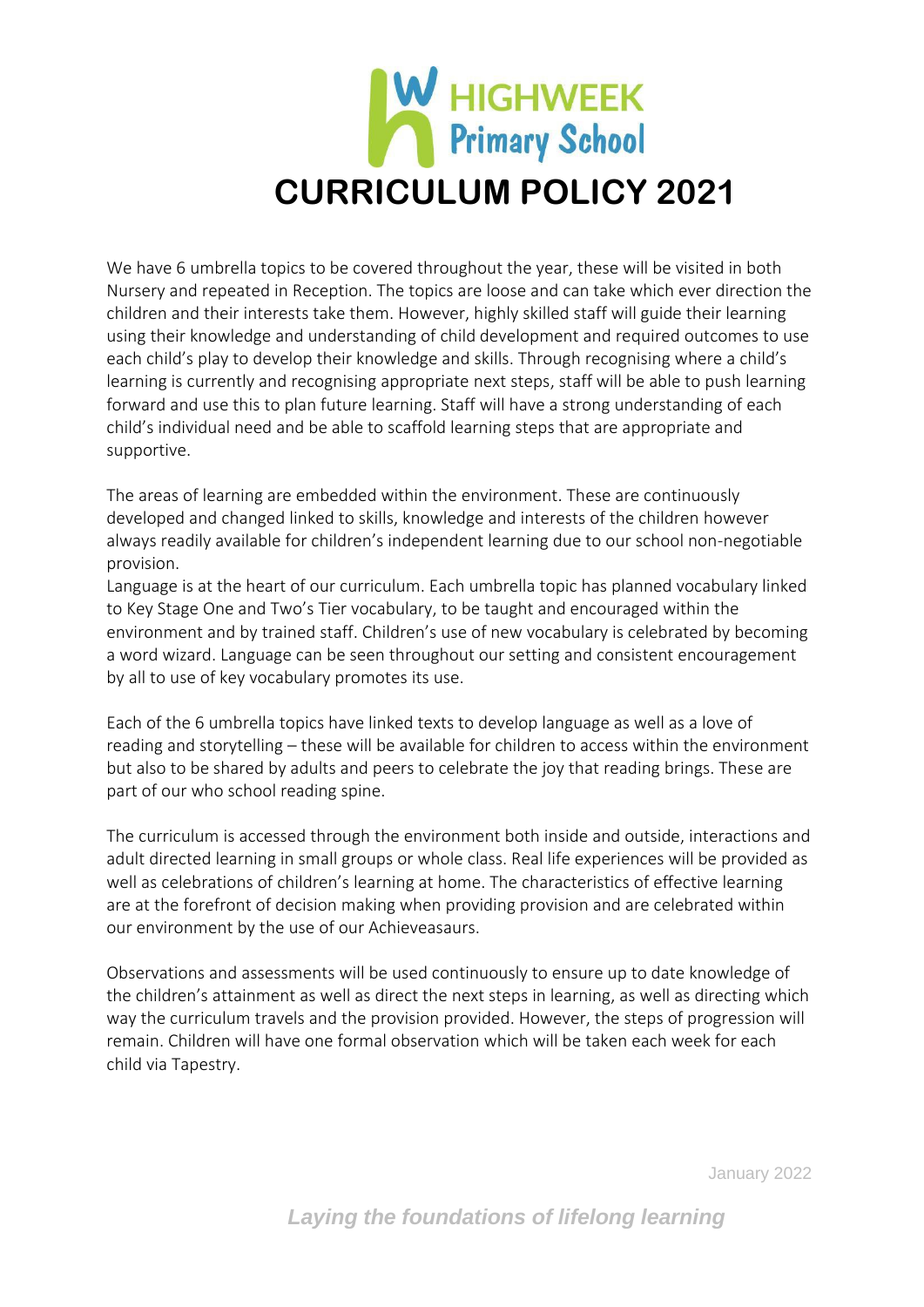# CURRICULUM POLICY 2021

We have 6 umbrella topics to be covered throughout the year, these will be visited in both Nursery and repeated in Reception. The topics are loose and can take which ever direction the children and their interests take them. However, highly skilled staff will guide their learning using their knowledge and understanding of child development and required outcomes to use each child's play to develop their knowledge and skills. Through recognising where a child's learning is currently and recognising appropriate next steps, staff will be able to push learning forward and use this to plan future learning. Staff will have a strong understanding of each child's individual need and be able to scaffold learning steps that are appropriate and supportive.

The areas of learning are embedded within the environment. These are continuously developed and changed linked to skills, knowledge and interests of the children however always readily available for children's independent learning due to our school non-negotiable provision.
Language is at the heart of our curriculum. Each umbrella topic has planned vocabulary linked to Key Stage One and Two's Tier vocabulary, to be taught and encouraged within the environment and by trained staff. Children's use of new vocabulary is celebrated by becoming a word wizard. Language can be seen throughout our setting and consistent encouragement by all to use of key vocabulary promotes its use.

Each of the 6 umbrella topics have linked texts to develop language as well as a love of reading and storytelling – these will be available for children to access within the environment but also to be shared by adults and peers to celebrate the joy that reading brings. These are part of our who school reading spine.

The curriculum is accessed through the environment both inside and outside, interactions and adult directed learning in small groups or whole class. Real life experiences will be provided as well as celebrations of children's learning at home. The characteristics of effective learning are at the forefront of decision making when providing provision and are celebrated within our environment by the use of our Achieveasaurs.

Observations and assessments will be used continuously to ensure up to date knowledge of the children's attainment as well as direct the next steps in learning, as well as directing which way the curriculum travels and the provision provided. However, the steps of progression will remain. Children will have one formal observation which will be taken each week for each child via Tapestry.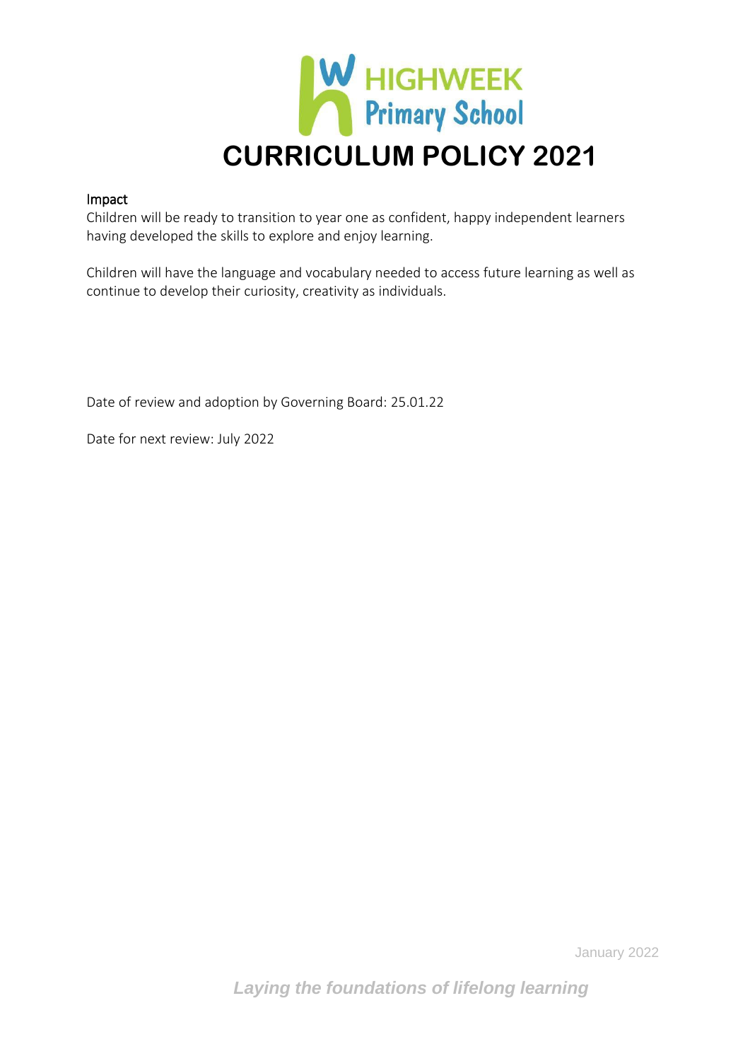### Impact

Children will be ready to transition to year one as confident, happy independent learners having developed the skills to explore and enjoy learning.

Children will have the language and vocabulary needed to access future learning as well as continue to develop their curiosity, creativity as individuals.

Date of review and adoption by Governing Board: 25.01.22

Date for next review: July 2022